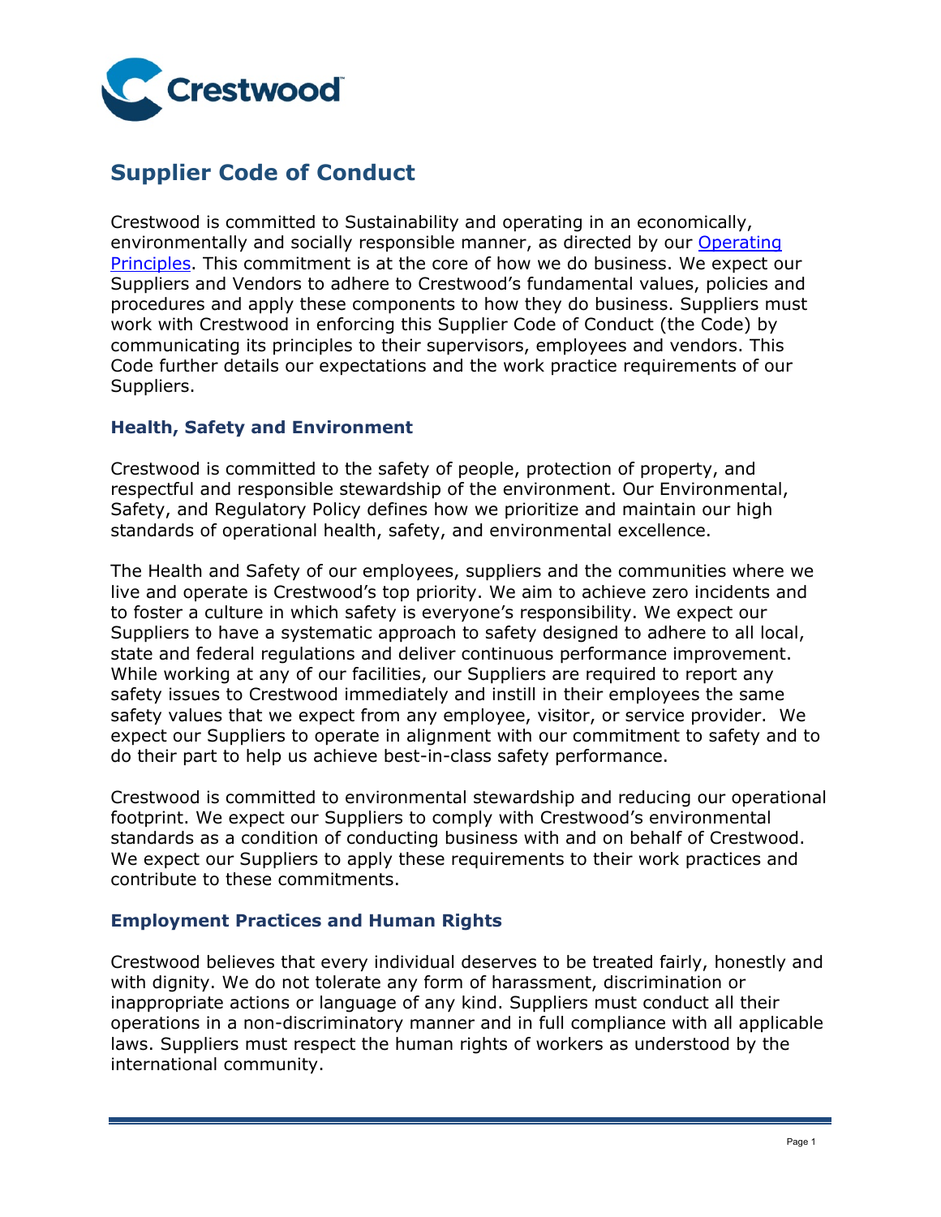# Supplier Code of Conduct

Crestwood is committed to Sustainability and operating in an economically, environmentally and socially responsible manner, as directed by our [Operating Principles](). This commitment is at the core of how we do business. We expect our Suppliers and Vendors to adhere to Crestwood's fundamental values, policies and procedures and apply these components to how they do business. Suppliers must work with Crestwood in enforcing this Supplier Code of Conduct (the Code) by communicating its principles to their supervisors, employees and vendors. This Code further details our expectations and the work practice requirements of our Suppliers.

## Health, Safety and Environment

Crestwood is committed to the safety of people, protection of property, and respectful and responsible stewardship of the environment. Our Environmental, Safety, and Regulatory Policy defines how we prioritize and maintain our high standards of operational health, safety, and environmental excellence.

The Health and Safety of our employees, suppliers and the communities where we live and operate is Crestwood's top priority. We aim to achieve zero incidents and to foster a culture in which safety is everyone's responsibility. We expect our Suppliers to have a systematic approach to safety designed to adhere to all local, state and federal regulations and deliver continuous performance improvement. While working at any of our facilities, our Suppliers are required to report any safety issues to Crestwood immediately and instill in their employees the same safety values that we expect from any employee, visitor, or service provider. We expect our Suppliers to operate in alignment with our commitment to safety and to do their part to help us achieve best-in-class safety performance.

Crestwood is committed to environmental stewardship and reducing our operational footprint. We expect our Suppliers to comply with Crestwood's environmental standards as a condition of conducting business with and on behalf of Crestwood. We expect our Suppliers to apply these requirements to their work practices and contribute to these commitments.

## Employment Practices and Human Rights

Crestwood believes that every individual deserves to be treated fairly, honestly and with dignity. We do not tolerate any form of harassment, discrimination or inappropriate actions or language of any kind. Suppliers must conduct all their operations in a non-discriminatory manner and in full compliance with all applicable laws. Suppliers must respect the human rights of workers as understood by the international community.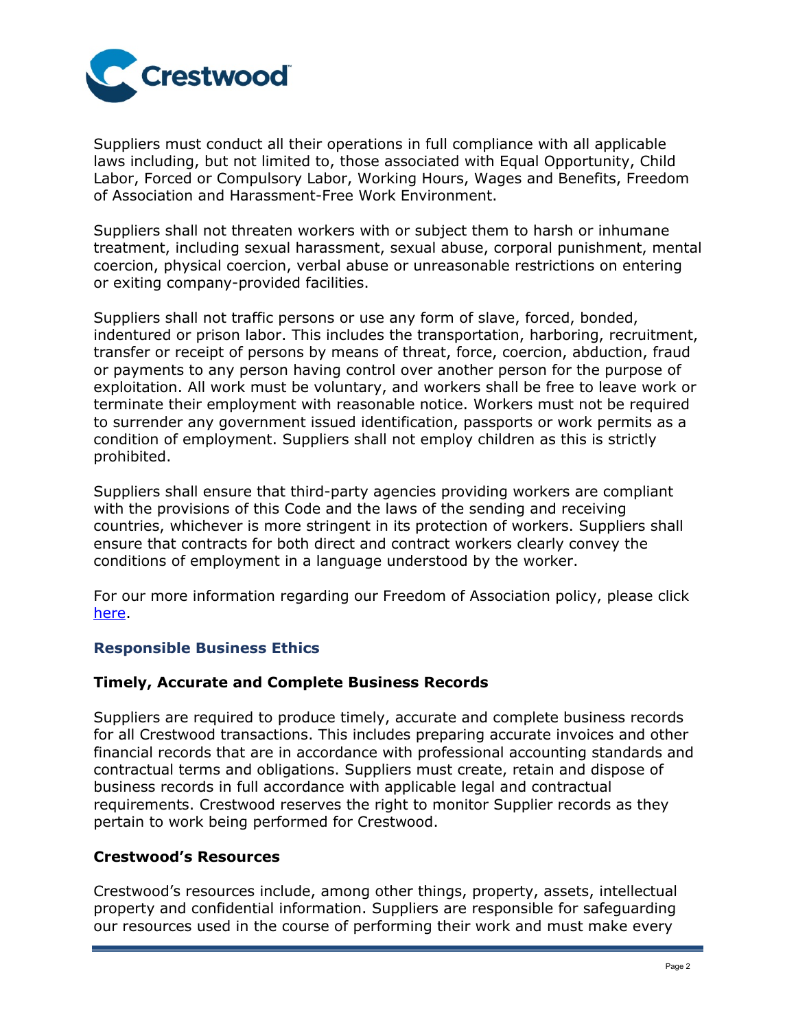Suppliers must conduct all their operations in full compliance with all applicable laws including, but not limited to, those associated with Equal Opportunity, Child Labor, Forced or Compulsory Labor, Working Hours, Wages and Benefits, Freedom of Association and Harassment-Free Work Environment.

Suppliers shall not threaten workers with or subject them to harsh or inhumane treatment, including sexual harassment, sexual abuse, corporal punishment, mental coercion, physical coercion, verbal abuse or unreasonable restrictions on entering or exiting company-provided facilities.

Suppliers shall not traffic persons or use any form of slave, forced, bonded, indentured or prison labor. This includes the transportation, harboring, recruitment, transfer or receipt of persons by means of threat, force, coercion, abduction, fraud or payments to any person having control over another person for the purpose of exploitation. All work must be voluntary, and workers shall be free to leave work or terminate their employment with reasonable notice. Workers must not be required to surrender any government issued identification, passports or work permits as a condition of employment. Suppliers shall not employ children as this is strictly prohibited.

Suppliers shall ensure that third-party agencies providing workers are compliant with the provisions of this Code and the laws of the sending and receiving countries, whichever is more stringent in its protection of workers. Suppliers shall ensure that contracts for both direct and contract workers clearly convey the conditions of employment in a language understood by the worker.

For our more information regarding our Freedom of Association policy, please click here.

## Responsible Business Ethics

### Timely, Accurate and Complete Business Records

Suppliers are required to produce timely, accurate and complete business records for all Crestwood transactions. This includes preparing accurate invoices and other financial records that are in accordance with professional accounting standards and contractual terms and obligations. Suppliers must create, retain and dispose of business records in full accordance with applicable legal and contractual requirements. Crestwood reserves the right to monitor Supplier records as they pertain to work being performed for Crestwood.

### Crestwood's Resources

Crestwood's resources include, among other things, property, assets, intellectual property and confidential information. Suppliers are responsible for safeguarding our resources used in the course of performing their work and must make every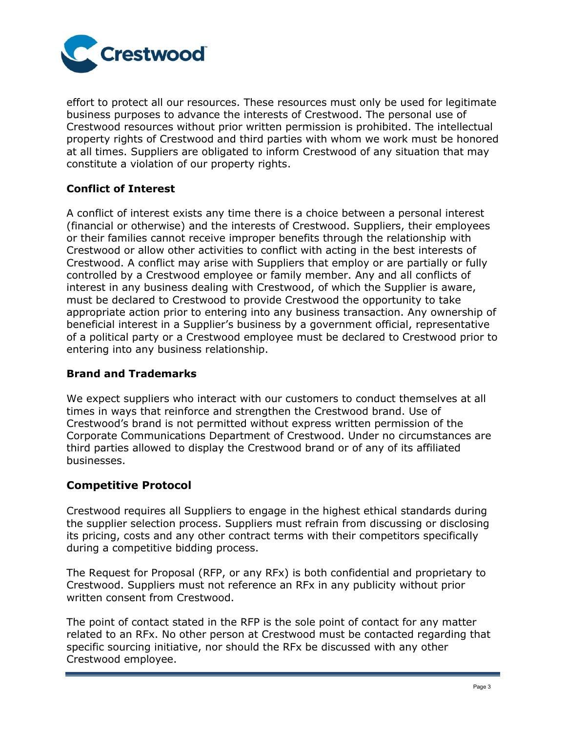effort to protect all our resources. These resources must only be used for legitimate business purposes to advance the interests of Crestwood. The personal use of Crestwood resources without prior written permission is prohibited. The intellectual property rights of Crestwood and third parties with whom we work must be honored at all times. Suppliers are obligated to inform Crestwood of any situation that may constitute a violation of our property rights.

### Conflict of Interest

A conflict of interest exists any time there is a choice between a personal interest (financial or otherwise) and the interests of Crestwood. Suppliers, their employees or their families cannot receive improper benefits through the relationship with Crestwood or allow other activities to conflict with acting in the best interests of Crestwood. A conflict may arise with Suppliers that employ or are partially or fully controlled by a Crestwood employee or family member. Any and all conflicts of interest in any business dealing with Crestwood, of which the Supplier is aware, must be declared to Crestwood to provide Crestwood the opportunity to take appropriate action prior to entering into any business transaction. Any ownership of beneficial interest in a Supplier's business by a government official, representative of a political party or a Crestwood employee must be declared to Crestwood prior to entering into any business relationship.

### Brand and Trademarks

We expect suppliers who interact with our customers to conduct themselves at all times in ways that reinforce and strengthen the Crestwood brand. Use of Crestwood's brand is not permitted without express written permission of the Corporate Communications Department of Crestwood. Under no circumstances are third parties allowed to display the Crestwood brand or of any of its affiliated businesses.

### Competitive Protocol

Crestwood requires all Suppliers to engage in the highest ethical standards during the supplier selection process. Suppliers must refrain from discussing or disclosing its pricing, costs and any other contract terms with their competitors specifically during a competitive bidding process.

The Request for Proposal (RFP, or any RFx) is both confidential and proprietary to Crestwood. Suppliers must not reference an RFx in any publicity without prior written consent from Crestwood.

The point of contact stated in the RFP is the sole point of contact for any matter related to an RFx. No other person at Crestwood must be contacted regarding that specific sourcing initiative, nor should the RFx be discussed with any other Crestwood employee.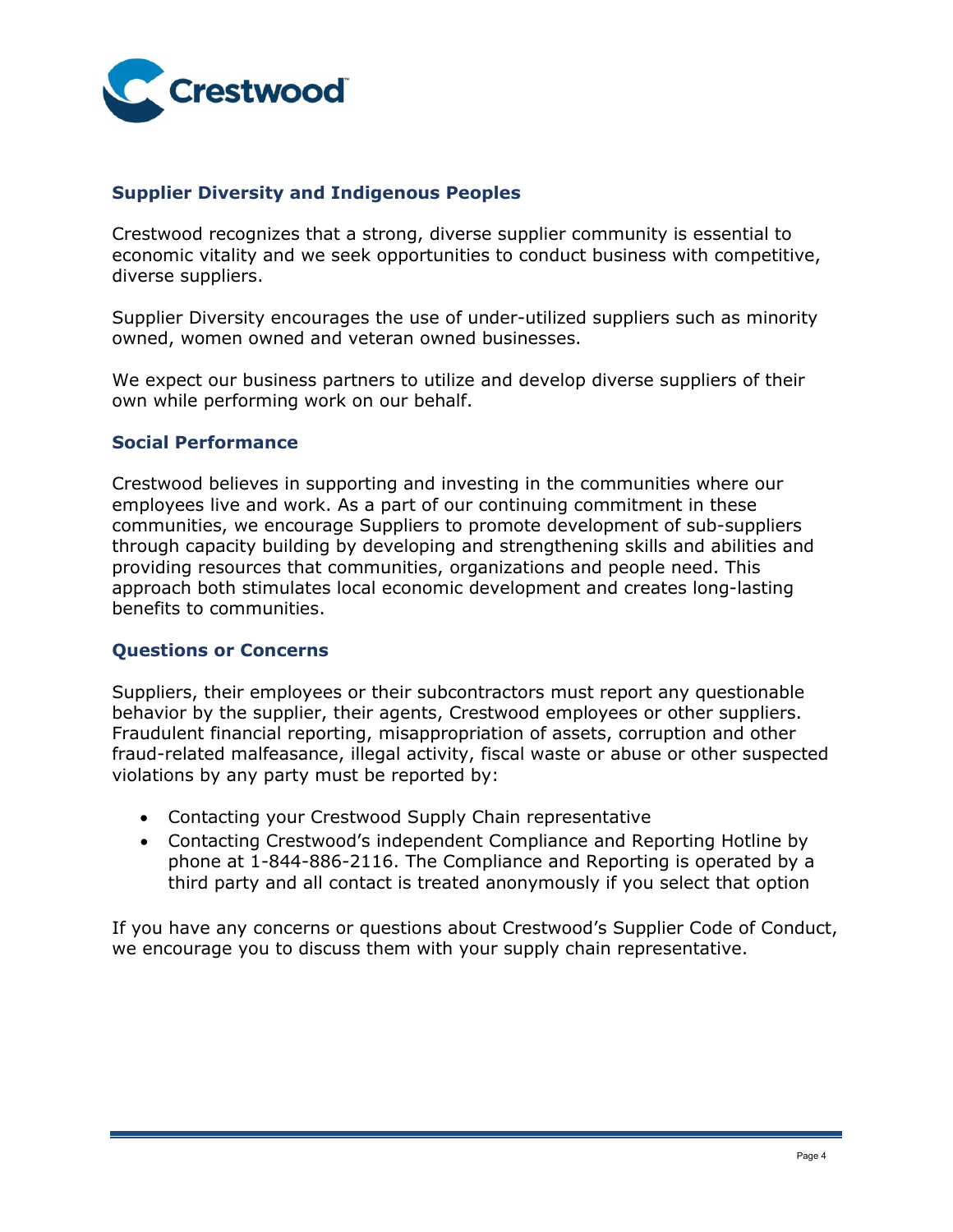## Supplier Diversity and Indigenous Peoples

Crestwood recognizes that a strong, diverse supplier community is essential to economic vitality and we seek opportunities to conduct business with competitive, diverse suppliers.

Supplier Diversity encourages the use of under-utilized suppliers such as minority owned, women owned and veteran owned businesses.

We expect our business partners to utilize and develop diverse suppliers of their own while performing work on our behalf.

## Social Performance

Crestwood believes in supporting and investing in the communities where our employees live and work. As a part of our continuing commitment in these communities, we encourage Suppliers to promote development of sub-suppliers through capacity building by developing and strengthening skills and abilities and providing resources that communities, organizations and people need. This approach both stimulates local economic development and creates long-lasting benefits to communities.

## Questions or Concerns

Suppliers, their employees or their subcontractors must report any questionable behavior by the supplier, their agents, Crestwood employees or other suppliers. Fraudulent financial reporting, misappropriation of assets, corruption and other fraud-related malfeasance, illegal activity, fiscal waste or abuse or other suspected violations by any party must be reported by:

- Contacting your Crestwood Supply Chain representative
- Contacting Crestwood's independent Compliance and Reporting Hotline by phone at 1-844-886-2116. The Compliance and Reporting is operated by a third party and all contact is treated anonymously if you select that option

If you have any concerns or questions about Crestwood's Supplier Code of Conduct, we encourage you to discuss them with your supply chain representative.